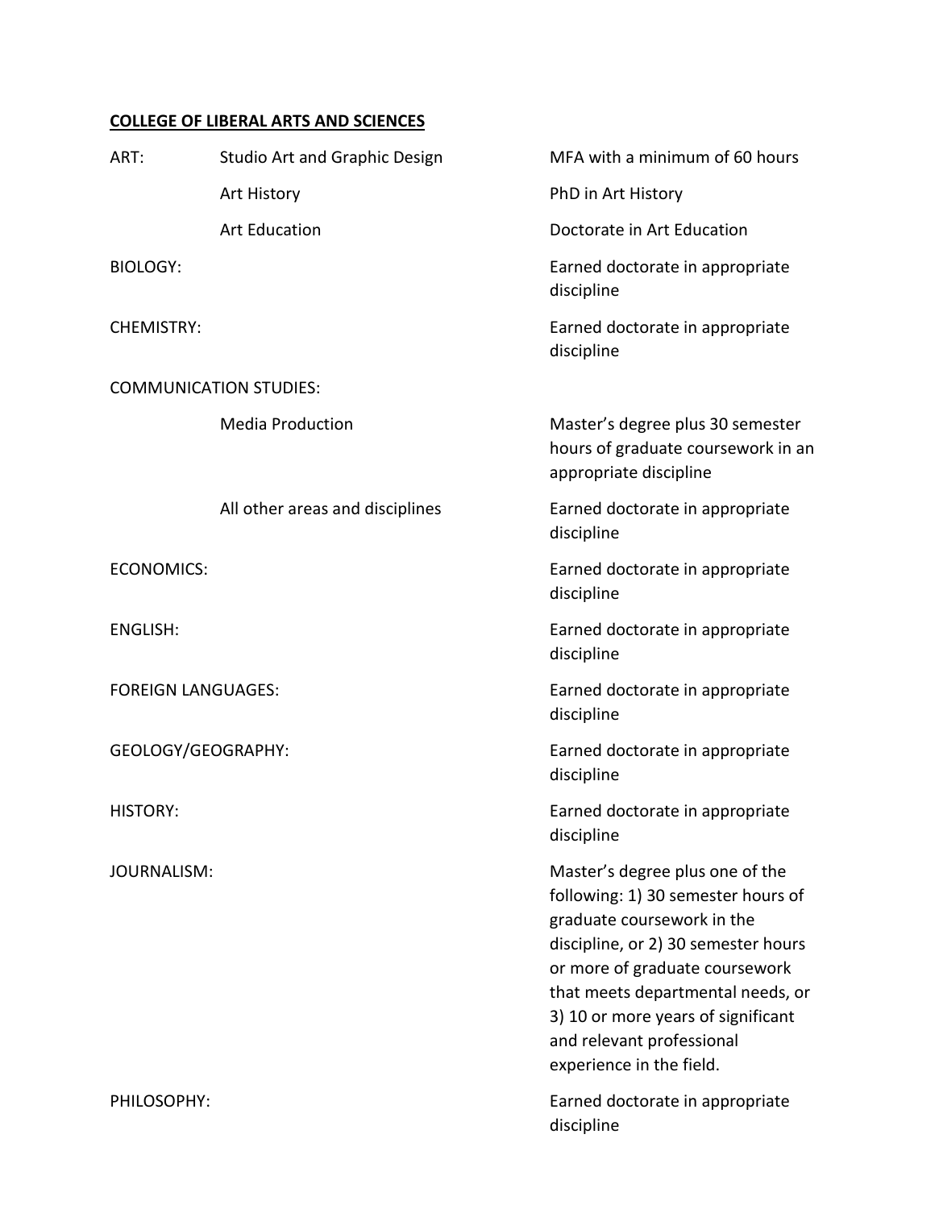**COLLEGE OF LIBERAL ARTS AND SCIENCES**

| Department | Area | Requirement |
|---|---|---|
| ART: | Studio Art and Graphic Design | MFA with a minimum of 60 hours |
| | Art History | PhD in Art History |
| | Art Education | Doctorate in Art Education |
| BIOLOGY: | | Earned doctorate in appropriate discipline |
| CHEMISTRY: | | Earned doctorate in appropriate discipline |
| COMMUNICATION STUDIES: | | |
| | Media Production | Master's degree plus 30 semester hours of graduate coursework in an appropriate discipline |
| | All other areas and disciplines | Earned doctorate in appropriate discipline |
| ECONOMICS: | | Earned doctorate in appropriate discipline |
| ENGLISH: | | Earned doctorate in appropriate discipline |
| FOREIGN LANGUAGES: | | Earned doctorate in appropriate discipline |
| GEOLOGY/GEOGRAPHY: | | Earned doctorate in appropriate discipline |
| HISTORY: | | Earned doctorate in appropriate discipline |
| JOURNALISM: | | Master's degree plus one of the following: 1) 30 semester hours of graduate coursework in the discipline, or 2) 30 semester hours or more of graduate coursework that meets departmental needs, or 3) 10 or more years of significant and relevant professional experience in the field. |
| PHILOSOPHY: | | Earned doctorate in appropriate discipline |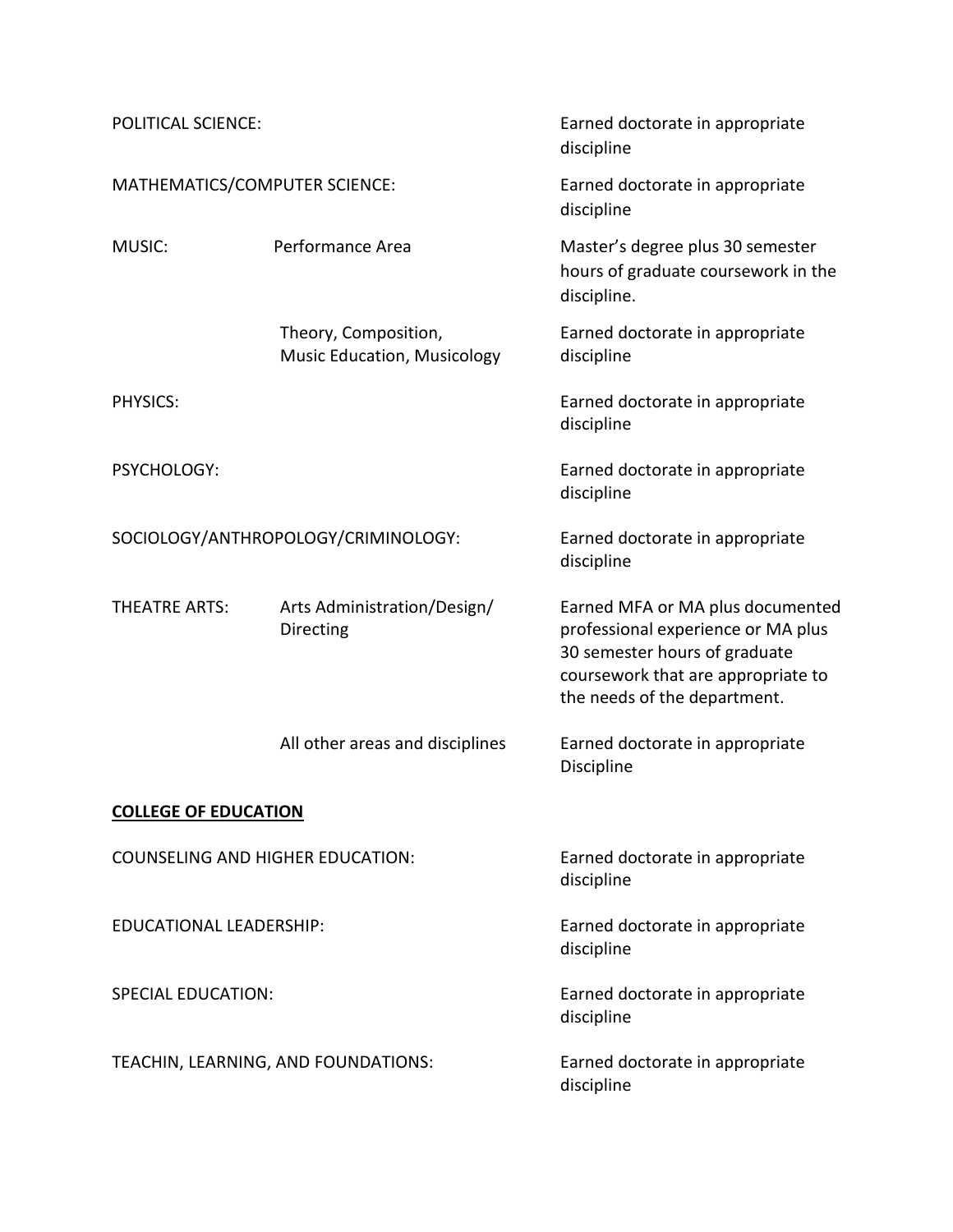| Department | Area | Qualification |
|---|---|---|
| POLITICAL SCIENCE: | | Earned doctorate in appropriate discipline |
| MATHEMATICS/COMPUTER SCIENCE: | | Earned doctorate in appropriate discipline |
| MUSIC: | Performance Area | Master's degree plus 30 semester hours of graduate coursework in the discipline. |
| | Theory, Composition, Music Education, Musicology | Earned doctorate in appropriate discipline |
| PHYSICS: | | Earned doctorate in appropriate discipline |
| PSYCHOLOGY: | | Earned doctorate in appropriate discipline |
| SOCIOLOGY/ANTHROPOLOGY/CRIMINOLOGY: | | Earned doctorate in appropriate discipline |
| THEATRE ARTS: | Arts Administration/Design/ Directing | Earned MFA or MA plus documented professional experience or MA plus 30 semester hours of graduate coursework that are appropriate to the needs of the department. |
| | All other areas and disciplines | Earned doctorate in appropriate Discipline |

**COLLEGE OF EDUCATION**

| Department | Qualification |
|---|---|
| COUNSELING AND HIGHER EDUCATION: | Earned doctorate in appropriate discipline |
| EDUCATIONAL LEADERSHIP: | Earned doctorate in appropriate discipline |
| SPECIAL EDUCATION: | Earned doctorate in appropriate discipline |
| TEACHIN, LEARNING, AND FOUNDATIONS: | Earned doctorate in appropriate discipline |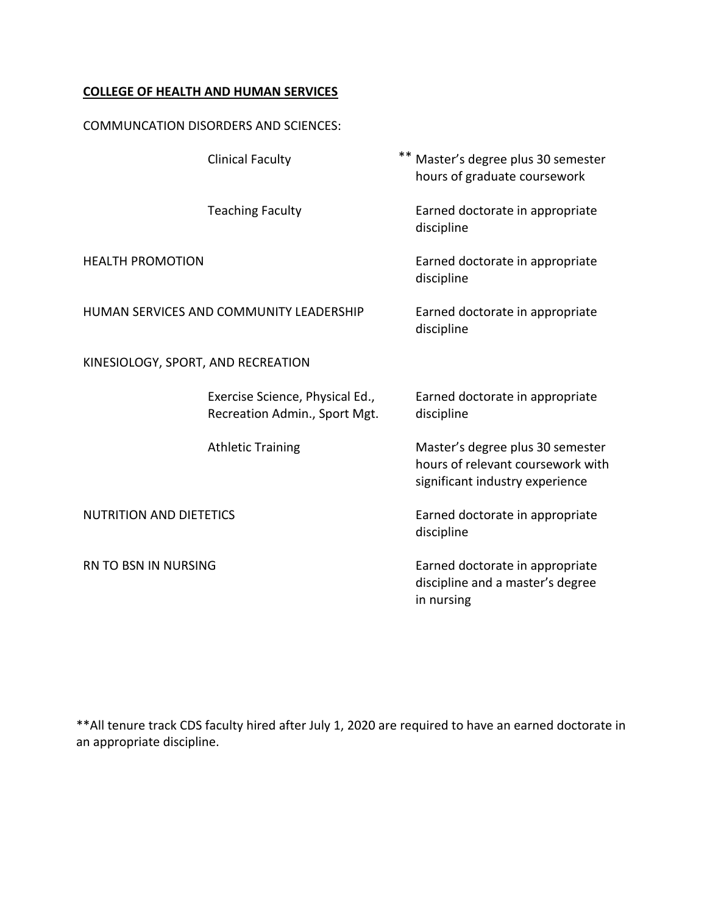**COLLEGE OF HEALTH AND HUMAN SERVICES**

COMMUNCATION DISORDERS AND SCIENCES:

| Program | Qualification |
|---|---|
| Clinical Faculty | ** Master's degree plus 30 semester hours of graduate coursework |
| Teaching Faculty | Earned doctorate in appropriate discipline |
| HEALTH PROMOTION | Earned doctorate in appropriate discipline |
| HUMAN SERVICES AND COMMUNITY LEADERSHIP | Earned doctorate in appropriate discipline |
| KINESIOLOGY, SPORT, AND RECREATION | |
| Exercise Science, Physical Ed., Recreation Admin., Sport Mgt. | Earned doctorate in appropriate discipline |
| Athletic Training | Master's degree plus 30 semester hours of relevant coursework with significant industry experience |
| NUTRITION AND DIETETICS | Earned doctorate in appropriate discipline |
| RN TO BSN IN NURSING | Earned doctorate in appropriate discipline and a master's degree in nursing |

**All tenure track CDS faculty hired after July 1, 2020 are required to have an earned doctorate in an appropriate discipline.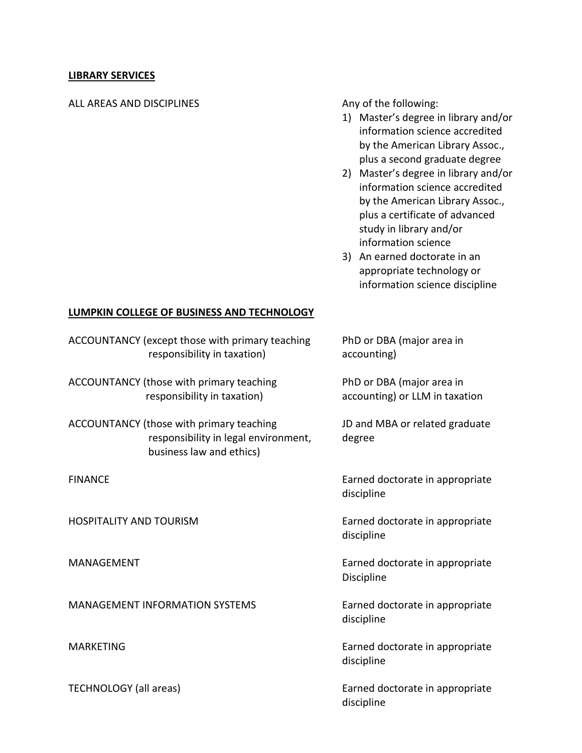**LIBRARY SERVICES**

| | |
|---|---|
| ALL AREAS AND DISCIPLINES | Any of the following:<br>1) Master's degree in library and/or information science accredited by the American Library Assoc., plus a second graduate degree<br>2) Master's degree in library and/or information science accredited by the American Library Assoc., plus a certificate of advanced study in library and/or information science<br>3) An earned doctorate in an appropriate technology or information science discipline |

**LUMPKIN COLLEGE OF BUSINESS AND TECHNOLOGY**

| | |
|---|---|
| ACCOUNTANCY (except those with primary teaching responsibility in taxation) | PhD or DBA (major area in accounting) |
| ACCOUNTANCY (those with primary teaching responsibility in taxation) | PhD or DBA (major area in accounting) or LLM in taxation |
| ACCOUNTANCY (those with primary teaching responsibility in legal environment, business law and ethics) | JD and MBA or related graduate degree |
| FINANCE | Earned doctorate in appropriate discipline |
| HOSPITALITY AND TOURISM | Earned doctorate in appropriate discipline |
| MANAGEMENT | Earned doctorate in appropriate Discipline |
| MANAGEMENT INFORMATION SYSTEMS | Earned doctorate in appropriate discipline |
| MARKETING | Earned doctorate in appropriate discipline |
| TECHNOLOGY (all areas) | Earned doctorate in appropriate discipline |